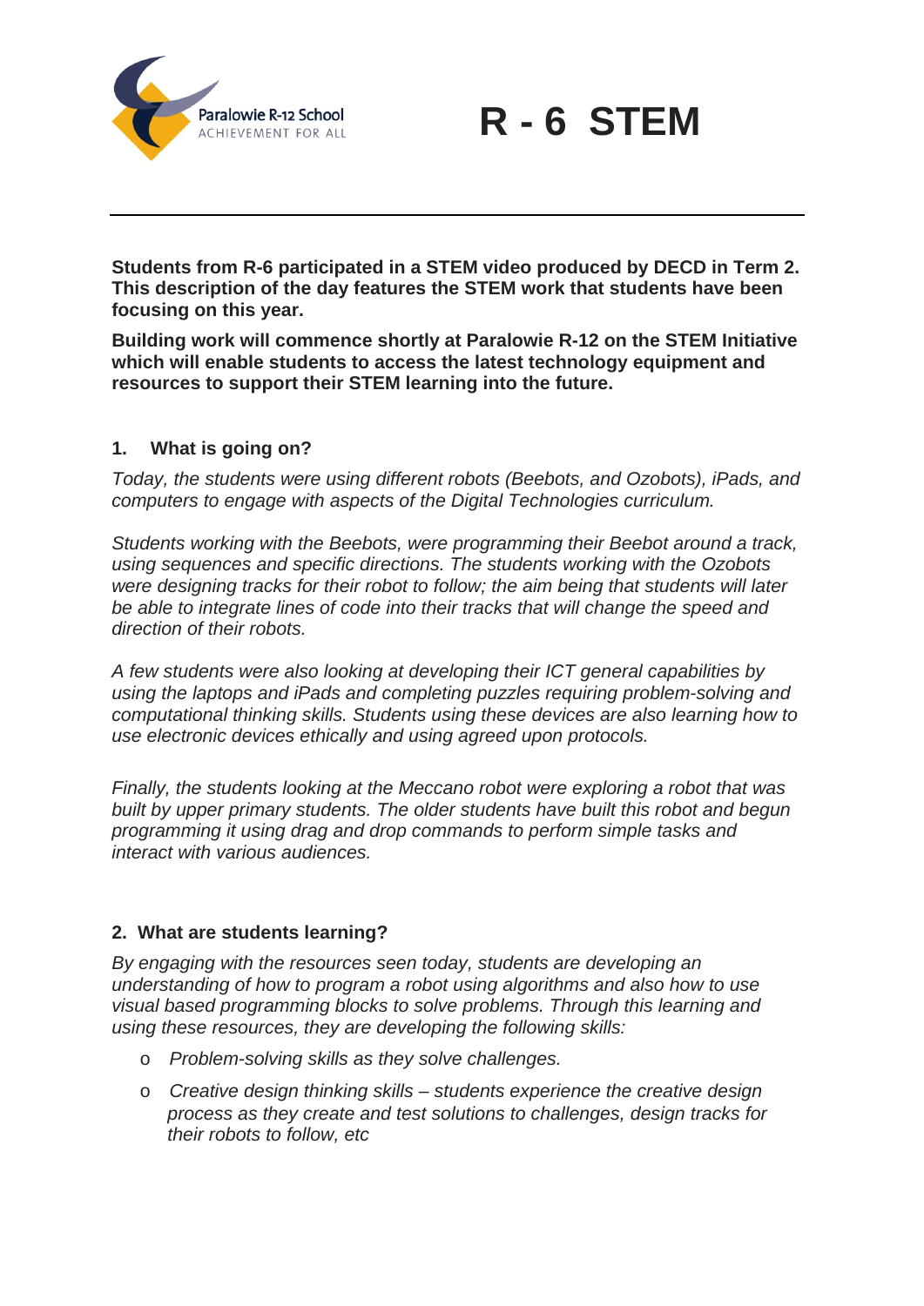Paralowie R-12 School
ACHIEVEMENT FOR ALL

# R - 6 STEM

---

**Students from R-6 participated in a STEM video produced by DECD in Term 2. This description of the day features the STEM work that students have been focusing on this year.**

**Building work will commence shortly at Paralowie R-12 on the STEM Initiative which will enable students to access the latest technology equipment and resources to support their STEM learning into the future.**

## 1. What is going on?

*Today, the students were using different robots (Beebots, and Ozobots), iPads, and computers to engage with aspects of the Digital Technologies curriculum.*

*Students working with the Beebots, were programming their Beebot around a track, using sequences and specific directions. The students working with the Ozobots were designing tracks for their robot to follow; the aim being that students will later be able to integrate lines of code into their tracks that will change the speed and direction of their robots.*

*A few students were also looking at developing their ICT general capabilities by using the laptops and iPads and completing puzzles requiring problem-solving and computational thinking skills. Students using these devices are also learning how to use electronic devices ethically and using agreed upon protocols.*

*Finally, the students looking at the Meccano robot were exploring a robot that was built by upper primary students. The older students have built this robot and begun programming it using drag and drop commands to perform simple tasks and interact with various audiences.*

## 2. What are students learning?

*By engaging with the resources seen today, students are developing an understanding of how to program a robot using algorithms and also how to use visual based programming blocks to solve problems. Through this learning and using these resources, they are developing the following skills:*

- *Problem-solving skills as they solve challenges.*
- *Creative design thinking skills – students experience the creative design process as they create and test solutions to challenges, design tracks for their robots to follow, etc*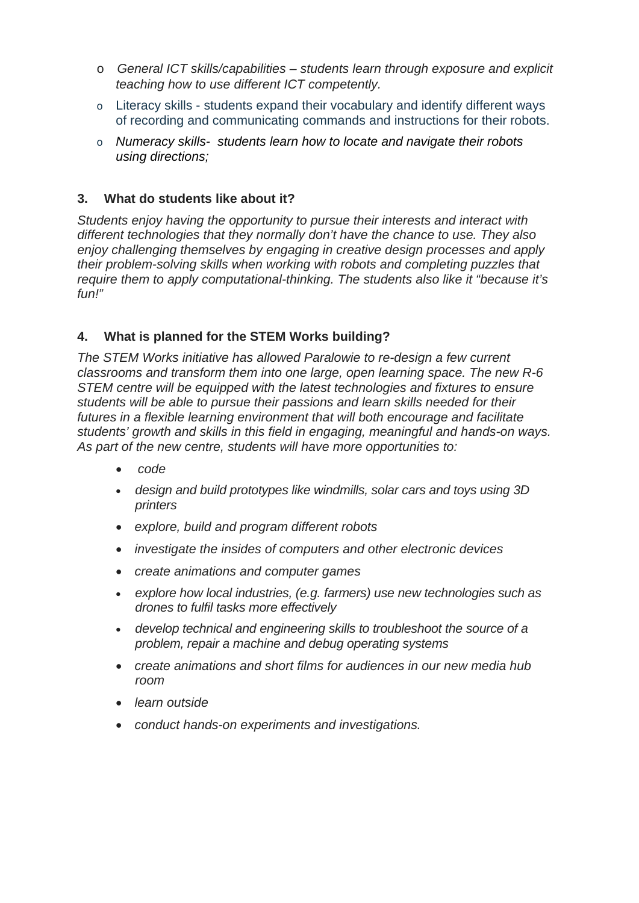- *General ICT skills/capabilities – students learn through exposure and explicit teaching how to use different ICT competently.*
- Literacy skills - students expand their vocabulary and identify different ways of recording and communicating commands and instructions for their robots.
- *Numeracy skills- students learn how to locate and navigate their robots using directions;*

### 3. What do students like about it?

*Students enjoy having the opportunity to pursue their interests and interact with different technologies that they normally don't have the chance to use. They also enjoy challenging themselves by engaging in creative design processes and apply their problem-solving skills when working with robots and completing puzzles that require them to apply computational-thinking. The students also like it "because it's fun!"*

### 4. What is planned for the STEM Works building?

*The STEM Works initiative has allowed Paralowie to re-design a few current classrooms and transform them into one large, open learning space. The new R-6 STEM centre will be equipped with the latest technologies and fixtures to ensure students will be able to pursue their passions and learn skills needed for their futures in a flexible learning environment that will both encourage and facilitate students' growth and skills in this field in engaging, meaningful and hands-on ways. As part of the new centre, students will have more opportunities to:*

- *code*
- *design and build prototypes like windmills, solar cars and toys using 3D printers*
- *explore, build and program different robots*
- *investigate the insides of computers and other electronic devices*
- *create animations and computer games*
- *explore how local industries, (e.g. farmers) use new technologies such as drones to fulfil tasks more effectively*
- *develop technical and engineering skills to troubleshoot the source of a problem, repair a machine and debug operating systems*
- *create animations and short films for audiences in our new media hub room*
- *learn outside*
- *conduct hands-on experiments and investigations.*